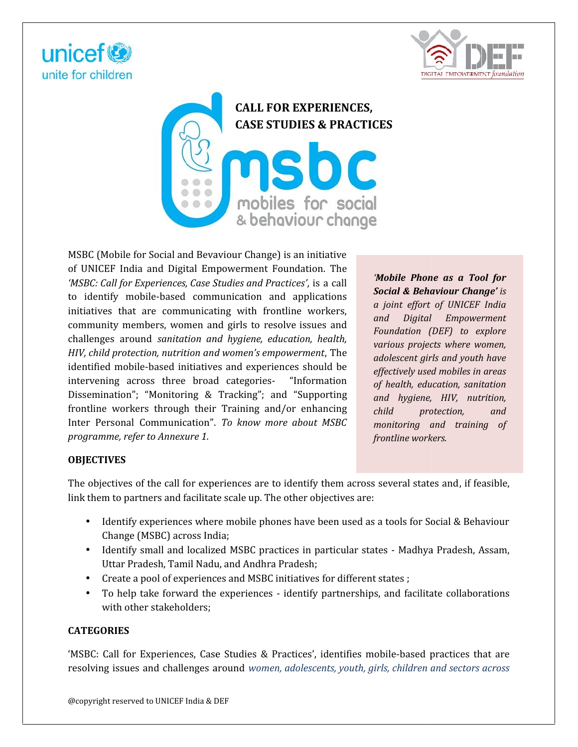# CALL FOR EXPERIENCES, CASE STUDIES & PRACTICES

msbc
mobiles for social & behaviour change

MSBC (Mobile for Social and Bevaviour Change) is an initiative of UNICEF India and Digital Empowerment Foundation. The *'MSBC: Call for Experiences, Case Studies and Practices'*, is a call to identify mobile-based communication and applications initiatives that are communicating with frontline workers, community members, women and girls to resolve issues and challenges around *sanitation and hygiene, education, health, HIV, child protection, nutrition and women's empowerment*, The identified mobile-based initiatives and experiences should be intervening across three broad categories- "Information Dissemination"; "Monitoring & Tracking"; and "Supporting frontline workers through their Training and/or enhancing Inter Personal Communication". *To know more about MSBC programme, refer to Annexure 1.*

> ***'Mobile Phone as a Tool for Social & Behaviour Change'*** *is a joint effort of UNICEF India and Digital Empowerment Foundation (DEF) to explore various projects where women, adolescent girls and youth have effectively used mobiles in areas of health, education, sanitation and hygiene, HIV, nutrition, child protection, and monitoring and training of frontline workers.*

## OBJECTIVES

The objectives of the call for experiences are to identify them across several states and, if feasible, link them to partners and facilitate scale up. The other objectives are:

- Identify experiences where mobile phones have been used as a tools for Social & Behaviour Change (MSBC) across India;
- Identify small and localized MSBC practices in particular states - Madhya Pradesh, Assam, Uttar Pradesh, Tamil Nadu, and Andhra Pradesh;
- Create a pool of experiences and MSBC initiatives for different states ;
- To help take forward the experiences - identify partnerships, and facilitate collaborations with other stakeholders;

## CATEGORIES

'MSBC: Call for Experiences, Case Studies & Practices', identifies mobile-based practices that are resolving issues and challenges around *women, adolescents, youth, girls, children and sectors across*

@copyright reserved to UNICEF India & DEF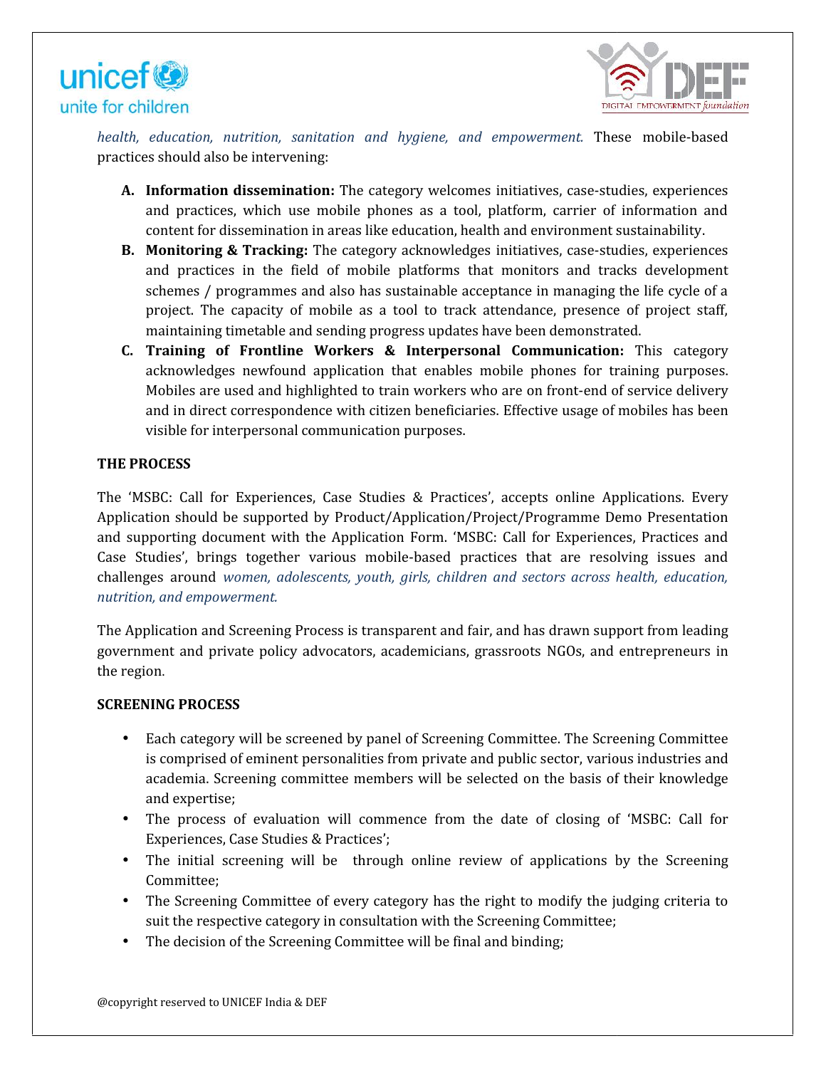*health, education, nutrition, sanitation and hygiene, and empowerment.* These mobile-based practices should also be intervening:

A. **Information dissemination:** The category welcomes initiatives, case-studies, experiences and practices, which use mobile phones as a tool, platform, carrier of information and content for dissemination in areas like education, health and environment sustainability.
B. **Monitoring & Tracking:** The category acknowledges initiatives, case-studies, experiences and practices in the field of mobile platforms that monitors and tracks development schemes / programmes and also has sustainable acceptance in managing the life cycle of a project. The capacity of mobile as a tool to track attendance, presence of project staff, maintaining timetable and sending progress updates have been demonstrated.
C. **Training of Frontline Workers & Interpersonal Communication:** This category acknowledges newfound application that enables mobile phones for training purposes. Mobiles are used and highlighted to train workers who are on front-end of service delivery and in direct correspondence with citizen beneficiaries. Effective usage of mobiles has been visible for interpersonal communication purposes.

**THE PROCESS**

The 'MSBC: Call for Experiences, Case Studies & Practices', accepts online Applications. Every Application should be supported by Product/Application/Project/Programme Demo Presentation and supporting document with the Application Form. 'MSBC: Call for Experiences, Practices and Case Studies', brings together various mobile-based practices that are resolving issues and challenges around *women, adolescents, youth, girls, children and sectors across health, education, nutrition, and empowerment.*

The Application and Screening Process is transparent and fair, and has drawn support from leading government and private policy advocators, academicians, grassroots NGOs, and entrepreneurs in the region.

**SCREENING PROCESS**

- Each category will be screened by panel of Screening Committee. The Screening Committee is comprised of eminent personalities from private and public sector, various industries and academia. Screening committee members will be selected on the basis of their knowledge and expertise;
- The process of evaluation will commence from the date of closing of 'MSBC: Call for Experiences, Case Studies & Practices';
- The initial screening will be through online review of applications by the Screening Committee;
- The Screening Committee of every category has the right to modify the judging criteria to suit the respective category in consultation with the Screening Committee;
- The decision of the Screening Committee will be final and binding;

@copyright reserved to UNICEF India & DEF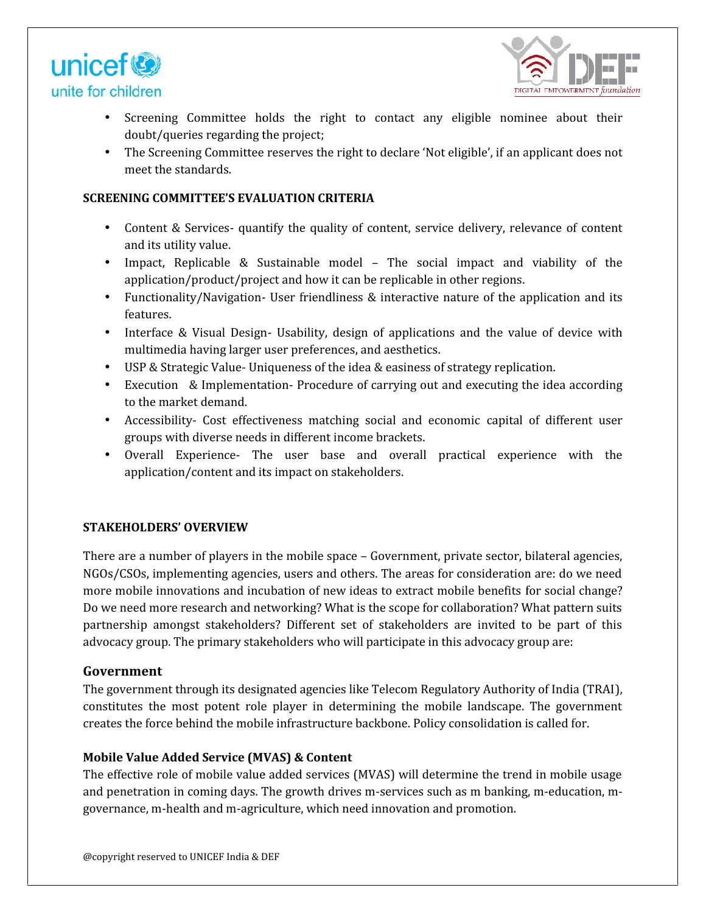- Screening Committee holds the right to contact any eligible nominee about their doubt/queries regarding the project;
- The Screening Committee reserves the right to declare 'Not eligible', if an applicant does not meet the standards.

**SCREENING COMMITTEE'S EVALUATION CRITERIA**

- Content & Services- quantify the quality of content, service delivery, relevance of content and its utility value.
- Impact, Replicable & Sustainable model – The social impact and viability of the application/product/project and how it can be replicable in other regions.
- Functionality/Navigation- User friendliness & interactive nature of the application and its features.
- Interface & Visual Design- Usability, design of applications and the value of device with multimedia having larger user preferences, and aesthetics.
- USP & Strategic Value- Uniqueness of the idea & easiness of strategy replication.
- Execution & Implementation- Procedure of carrying out and executing the idea according to the market demand.
- Accessibility- Cost effectiveness matching social and economic capital of different user groups with diverse needs in different income brackets.
- Overall Experience- The user base and overall practical experience with the application/content and its impact on stakeholders.

**STAKEHOLDERS' OVERVIEW**

There are a number of players in the mobile space – Government, private sector, bilateral agencies, NGOs/CSOs, implementing agencies, users and others. The areas for consideration are: do we need more mobile innovations and incubation of new ideas to extract mobile benefits for social change? Do we need more research and networking? What is the scope for collaboration? What pattern suits partnership amongst stakeholders? Different set of stakeholders are invited to be part of this advocacy group. The primary stakeholders who will participate in this advocacy group are:

## Government

The government through its designated agencies like Telecom Regulatory Authority of India (TRAI), constitutes the most potent role player in determining the mobile landscape. The government creates the force behind the mobile infrastructure backbone. Policy consolidation is called for.

### Mobile Value Added Service (MVAS) & Content

The effective role of mobile value added services (MVAS) will determine the trend in mobile usage and penetration in coming days. The growth drives m-services such as m banking, m-education, m-governance, m-health and m-agriculture, which need innovation and promotion.

@copyright reserved to UNICEF India & DEF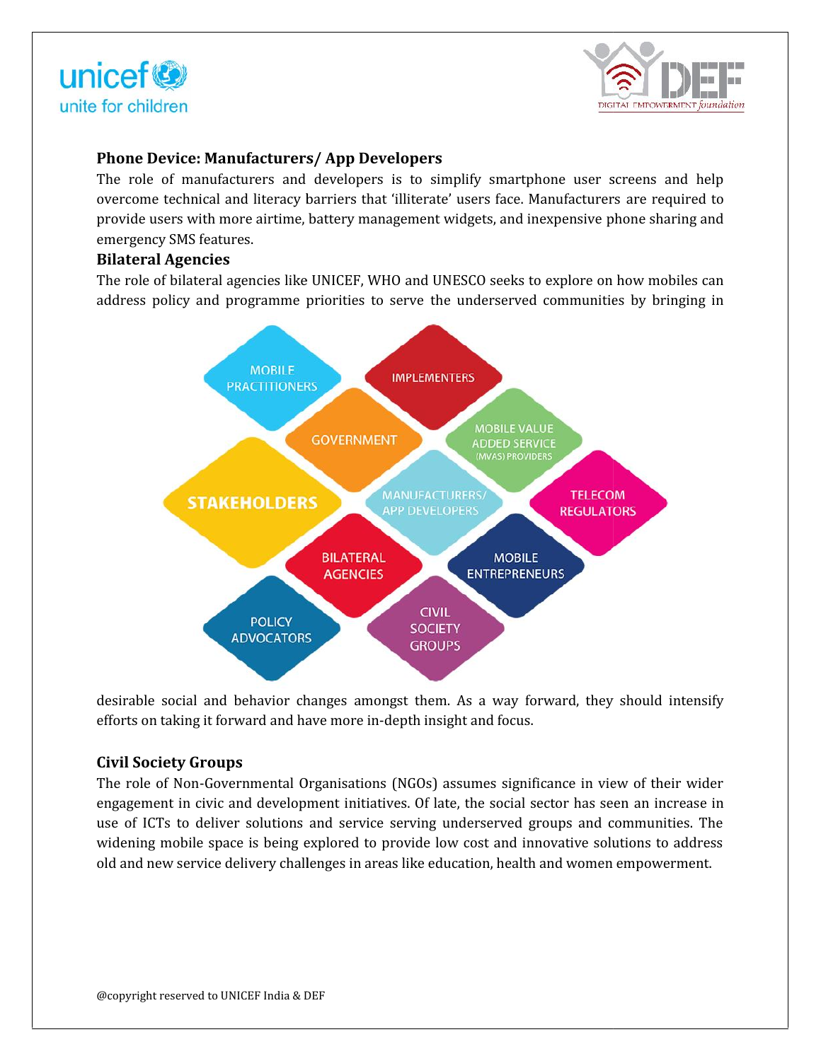### Phone Device: Manufacturers/ App Developers

The role of manufacturers and developers is to simplify smartphone user screens and help overcome technical and literacy barriers that 'illiterate' users face. Manufacturers are required to provide users with more airtime, battery management widgets, and inexpensive phone sharing and emergency SMS features.

### Bilateral Agencies

The role of bilateral agencies like UNICEF, WHO and UNESCO seeks to explore on how mobiles can address policy and programme priorities to serve the underserved communities by bringing in desirable social and behavior changes amongst them. As a way forward, they should intensify efforts on taking it forward and have more in-depth insight and focus.

### Civil Society Groups

The role of Non-Governmental Organisations (NGOs) assumes significance in view of their wider engagement in civic and development initiatives. Of late, the social sector has seen an increase in use of ICTs to deliver solutions and service serving underserved groups and communities. The widening mobile space is being explored to provide low cost and innovative solutions to address old and new service delivery challenges in areas like education, health and women empowerment.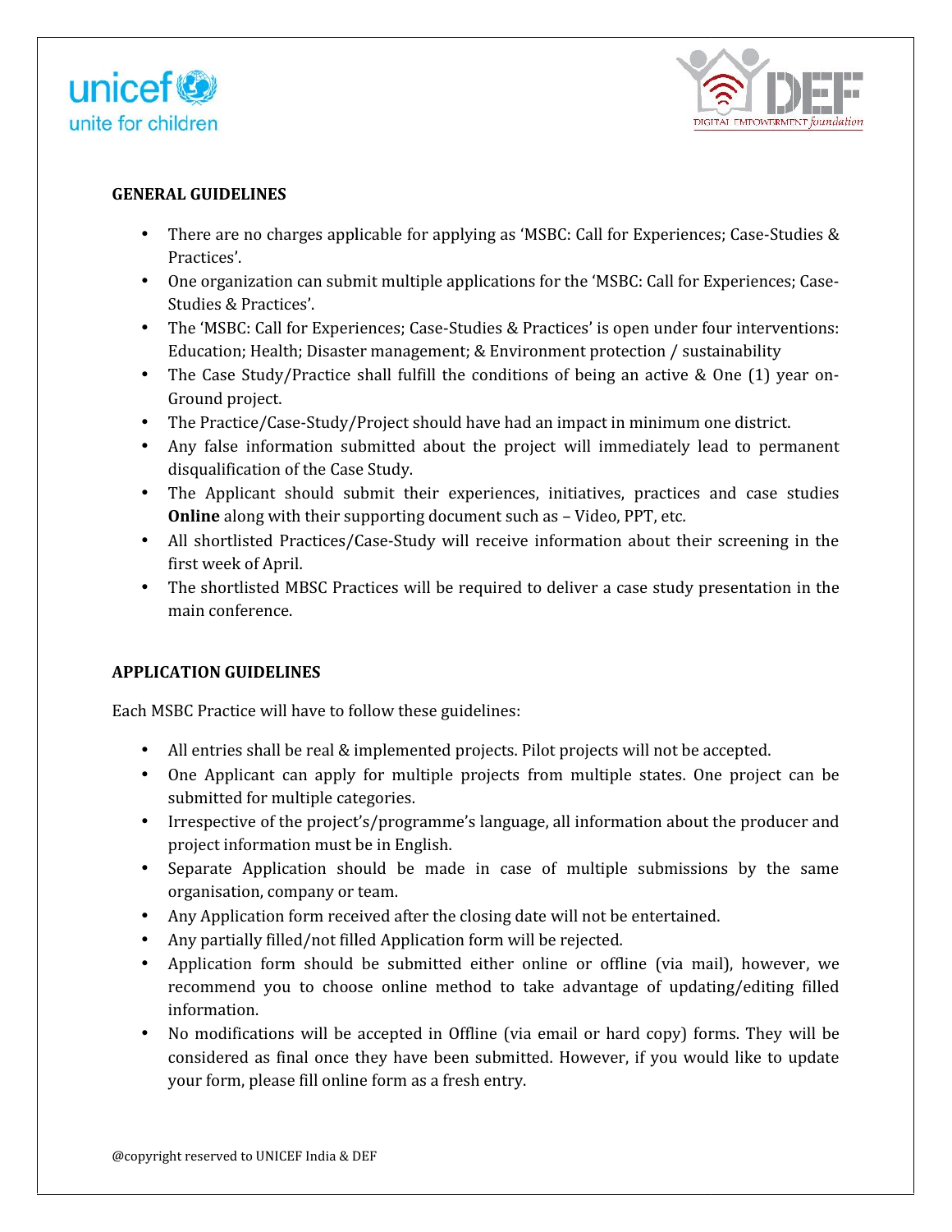## GENERAL GUIDELINES

- There are no charges applicable for applying as 'MSBC: Call for Experiences; Case-Studies & Practices'.
- One organization can submit multiple applications for the 'MSBC: Call for Experiences; Case-Studies & Practices'.
- The 'MSBC: Call for Experiences; Case-Studies & Practices' is open under four interventions: Education; Health; Disaster management; & Environment protection / sustainability
- The Case Study/Practice shall fulfill the conditions of being an active & One (1) year on-Ground project.
- The Practice/Case-Study/Project should have had an impact in minimum one district.
- Any false information submitted about the project will immediately lead to permanent disqualification of the Case Study.
- The Applicant should submit their experiences, initiatives, practices and case studies **Online** along with their supporting document such as – Video, PPT, etc.
- All shortlisted Practices/Case-Study will receive information about their screening in the first week of April.
- The shortlisted MBSC Practices will be required to deliver a case study presentation in the main conference.

## APPLICATION GUIDELINES

Each MSBC Practice will have to follow these guidelines:

- All entries shall be real & implemented projects. Pilot projects will not be accepted.
- One Applicant can apply for multiple projects from multiple states. One project can be submitted for multiple categories.
- Irrespective of the project's/programme's language, all information about the producer and project information must be in English.
- Separate Application should be made in case of multiple submissions by the same organisation, company or team.
- Any Application form received after the closing date will not be entertained.
- Any partially filled/not filled Application form will be rejected.
- Application form should be submitted either online or offline (via mail), however, we recommend you to choose online method to take advantage of updating/editing filled information.
- No modifications will be accepted in Offline (via email or hard copy) forms. They will be considered as final once they have been submitted. However, if you would like to update your form, please fill online form as a fresh entry.

@copyright reserved to UNICEF India & DEF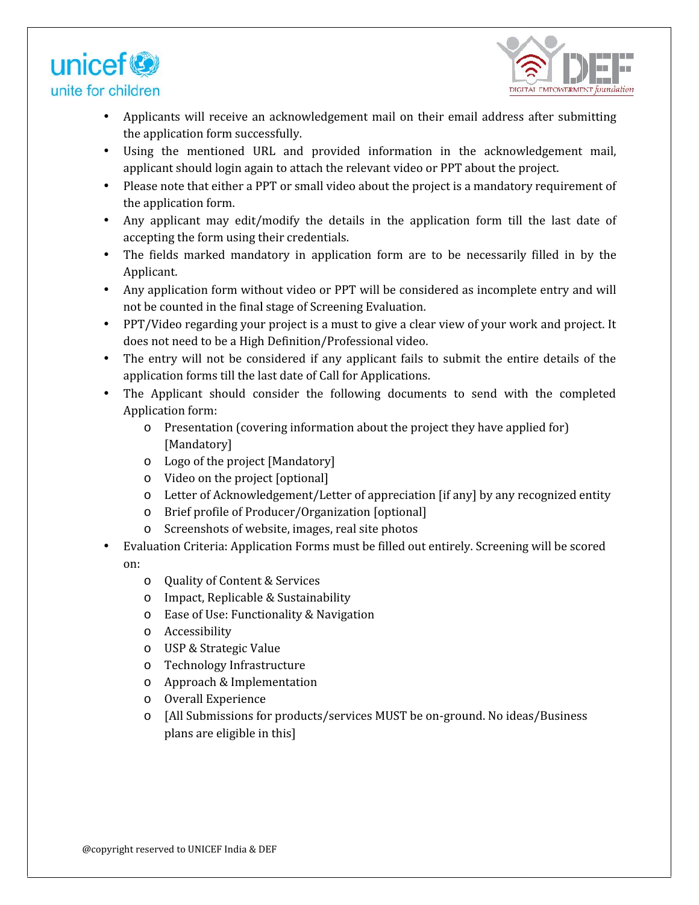- Applicants will receive an acknowledgement mail on their email address after submitting the application form successfully.
- Using the mentioned URL and provided information in the acknowledgement mail, applicant should login again to attach the relevant video or PPT about the project.
- Please note that either a PPT or small video about the project is a mandatory requirement of the application form.
- Any applicant may edit/modify the details in the application form till the last date of accepting the form using their credentials.
- The fields marked mandatory in application form are to be necessarily filled in by the Applicant.
- Any application form without video or PPT will be considered as incomplete entry and will not be counted in the final stage of Screening Evaluation.
- PPT/Video regarding your project is a must to give a clear view of your work and project. It does not need to be a High Definition/Professional video.
- The entry will not be considered if any applicant fails to submit the entire details of the application forms till the last date of Call for Applications.
- The Applicant should consider the following documents to send with the completed Application form:
  - Presentation (covering information about the project they have applied for) [Mandatory]
  - Logo of the project [Mandatory]
  - Video on the project [optional]
  - Letter of Acknowledgement/Letter of appreciation [if any] by any recognized entity
  - Brief profile of Producer/Organization [optional]
  - Screenshots of website, images, real site photos
- Evaluation Criteria: Application Forms must be filled out entirely. Screening will be scored on:
  - Quality of Content & Services
  - Impact, Replicable & Sustainability
  - Ease of Use: Functionality & Navigation
  - Accessibility
  - USP & Strategic Value
  - Technology Infrastructure
  - Approach & Implementation
  - Overall Experience
  - [All Submissions for products/services MUST be on-ground. No ideas/Business plans are eligible in this]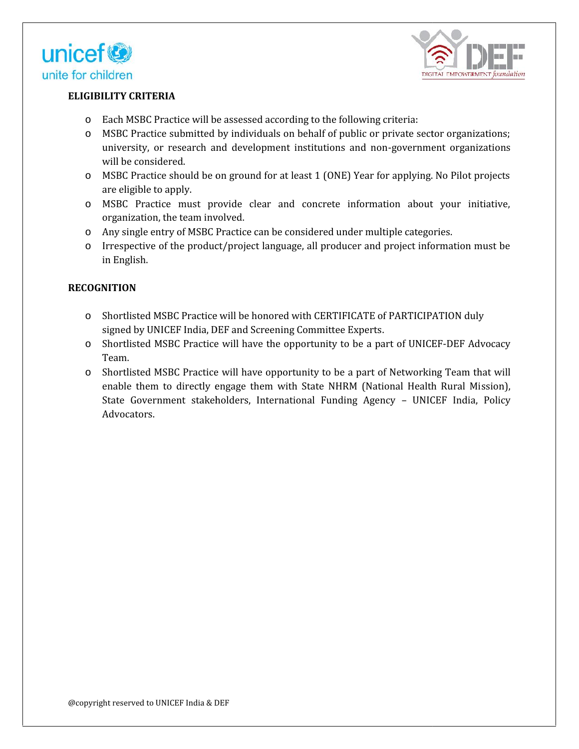## ELIGIBILITY CRITERIA

- Each MSBC Practice will be assessed according to the following criteria:
- MSBC Practice submitted by individuals on behalf of public or private sector organizations; university, or research and development institutions and non-government organizations will be considered.
- MSBC Practice should be on ground for at least 1 (ONE) Year for applying. No Pilot projects are eligible to apply.
- MSBC Practice must provide clear and concrete information about your initiative, organization, the team involved.
- Any single entry of MSBC Practice can be considered under multiple categories.
- Irrespective of the product/project language, all producer and project information must be in English.

## RECOGNITION

- Shortlisted MSBC Practice will be honored with CERTIFICATE of PARTICIPATION duly signed by UNICEF India, DEF and Screening Committee Experts.
- Shortlisted MSBC Practice will have the opportunity to be a part of UNICEF-DEF Advocacy Team.
- Shortlisted MSBC Practice will have opportunity to be a part of Networking Team that will enable them to directly engage them with State NHRM (National Health Rural Mission), State Government stakeholders, International Funding Agency – UNICEF India, Policy Advocators.

@copyright reserved to UNICEF India & DEF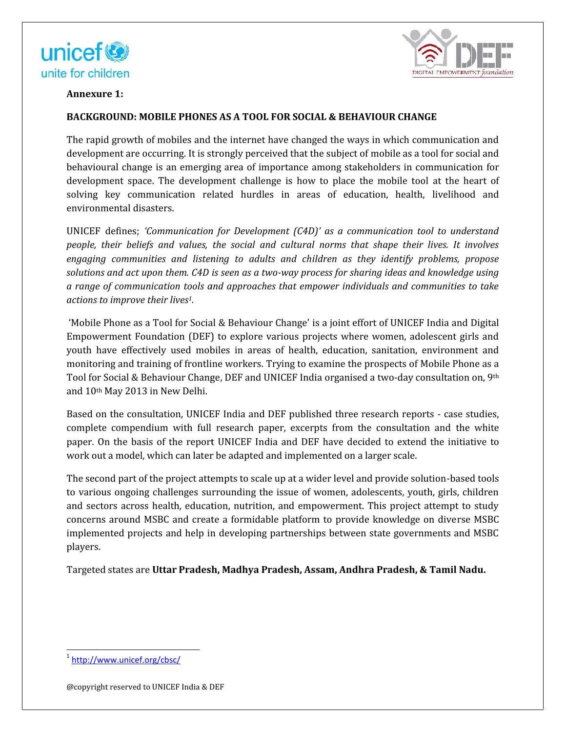**Annexure 1:**

**BACKGROUND: MOBILE PHONES AS A TOOL FOR SOCIAL & BEHAVIOUR CHANGE**

The rapid growth of mobiles and the internet have changed the ways in which communication and development are occurring. It is strongly perceived that the subject of mobile as a tool for social and behavioural change is an emerging area of importance among stakeholders in communication for development space. The development challenge is how to place the mobile tool at the heart of solving key communication related hurdles in areas of education, health, livelihood and environmental disasters.

UNICEF defines; *'Communication for Development (C4D)' as a communication tool to understand people, their beliefs and values, the social and cultural norms that shape their lives. It involves engaging communities and listening to adults and children as they identify problems, propose solutions and act upon them. C4D is seen as a two-way process for sharing ideas and knowledge using a range of communication tools and approaches that empower individuals and communities to take actions to improve their lives*[1]*.*

'Mobile Phone as a Tool for Social & Behaviour Change' is a joint effort of UNICEF India and Digital Empowerment Foundation (DEF) to explore various projects where women, adolescent girls and youth have effectively used mobiles in areas of health, education, sanitation, environment and monitoring and training of frontline workers. Trying to examine the prospects of Mobile Phone as a Tool for Social & Behaviour Change, DEF and UNICEF India organised a two-day consultation on, 9th and 10th May 2013 in New Delhi.

Based on the consultation, UNICEF India and DEF published three research reports - case studies, complete compendium with full research paper, excerpts from the consultation and the white paper. On the basis of the report UNICEF India and DEF have decided to extend the initiative to work out a model, which can later be adapted and implemented on a larger scale.

The second part of the project attempts to scale up at a wider level and provide solution-based tools to various ongoing challenges surrounding the issue of women, adolescents, youth, girls, children and sectors across health, education, nutrition, and empowerment. This project attempt to study concerns around MSBC and create a formidable platform to provide knowledge on diverse MSBC implemented projects and help in developing partnerships between state governments and MSBC players.

Targeted states are **Uttar Pradesh, Madhya Pradesh, Assam, Andhra Pradesh, & Tamil Nadu.**

---

[1] http://www.unicef.org/cbsc/

@copyright reserved to UNICEF India & DEF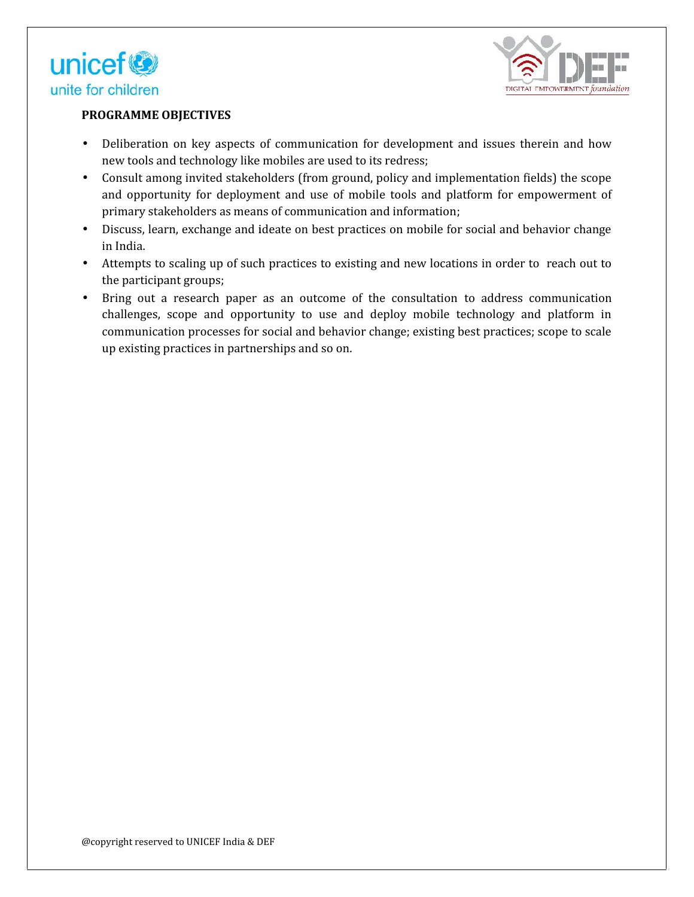**PROGRAMME OBJECTIVES**

- Deliberation on key aspects of communication for development and issues therein and how new tools and technology like mobiles are used to its redress;
- Consult among invited stakeholders (from ground, policy and implementation fields) the scope and opportunity for deployment and use of mobile tools and platform for empowerment of primary stakeholders as means of communication and information;
- Discuss, learn, exchange and ideate on best practices on mobile for social and behavior change in India.
- Attempts to scaling up of such practices to existing and new locations in order to reach out to the participant groups;
- Bring out a research paper as an outcome of the consultation to address communication challenges, scope and opportunity to use and deploy mobile technology and platform in communication processes for social and behavior change; existing best practices; scope to scale up existing practices in partnerships and so on.